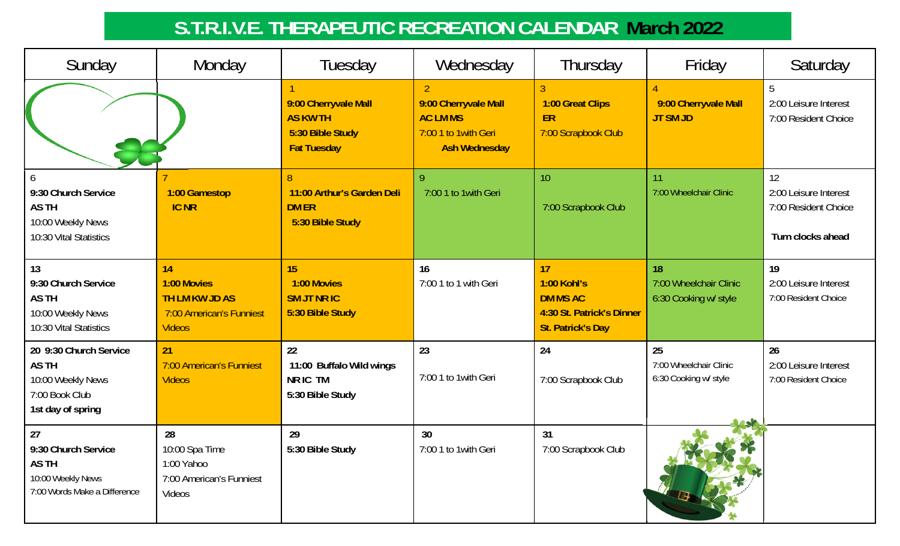# S.T.R.I.V.E. THERAPEUTIC RECREATION CALENDAR March 2022

| Sunday | Monday | Tuesday | Wednesday | Thursday | Friday | Saturday |
|---|---|---|---|---|---|---|
| | | 1<br>**9:00 Cherryvale Mall**<br>**AS KW TH**<br>**5:30 Bible Study**<br>**Fat Tuesday** | 2<br>**9:00 Cherryvale Mall**<br>**AC LM MS**<br>7:00 1 to 1with Geri<br>**Ash Wednesday** | 3<br>**1:00 Great Clips**<br>**ER**<br>7:00 Scrapbook Club | 4<br>**9:00 Cherryvale Mall**<br>**JT SM JD** | 5<br>2:00 Leisure Interest<br>7:00 Resident Choice |
| 6<br>**9:30 Church Service**<br>**AS TH**<br>10:00 Weekly News<br>10:30 Vital Statistics | 7<br>**1:00 Gamestop**<br>**IC NR** | 8<br>**11:00 Arthur's Garden Deli**<br>**DM ER**<br>**5:30 Bible Study** | 9<br>7:00 1 to 1with Geri | 10<br>7:00 Scrapbook Club | 11<br>7:00 Wheelchair Clinic | 12<br>2:00 Leisure Interest<br>7:00 Resident Choice<br>**Turn clocks ahead** |
| **13**<br>**9:30 Church Service**<br>**AS TH**<br>10:00 Weekly News<br>10:30 Vital Statistics | **14**<br>**1:00 Movies**<br>**TH LM KW JD AS**<br>7:00 American's Funniest Videos | **15**<br>**1:00 Movies**<br>**SM JT NR IC**<br>**5:30 Bible Study** | **16**<br>7:00 1 to 1 with Geri | **17**<br>**1:00 Kohl's**<br>**DM MS AC**<br>**4:30 St. Patrick's Dinner**<br>**St. Patrick's Day** | **18**<br>7:00 Wheelchair Clinic<br>6:30 Cooking w/ style | **19**<br>2:00 Leisure Interest<br>7:00 Resident Choice |
| **20 9:30 Church Service**<br>**AS TH**<br>10:00 Weekly News<br>7:00 Book Club<br>**1st day of spring** | **21**<br>7:00 American's Funniest Videos | **22**<br>**11:00 Buffalo Wild wings**<br>**NR IC TM**<br>**5:30 Bible Study** | **23**<br>7:00 1 to 1with Geri | **24**<br>7:00 Scrapbook Club | **25**<br>7:00 Wheelchair Clinic<br>6:30 Cooking w/ style | **26**<br>2:00 Leisure Interest<br>7:00 Resident Choice |
| **27**<br>**9:30 Church Service**<br>**AS TH**<br>10:00 Weekly News<br>7:00 Words Make a Difference | **28**<br>10:00 Spa Time<br>1:00 Yahoo<br>7:00 American's Funniest Videos | **29**<br>**5:30 Bible Study** | **30**<br>7:00 1 to 1with Geri | **31**<br>7:00 Scrapbook Club | | |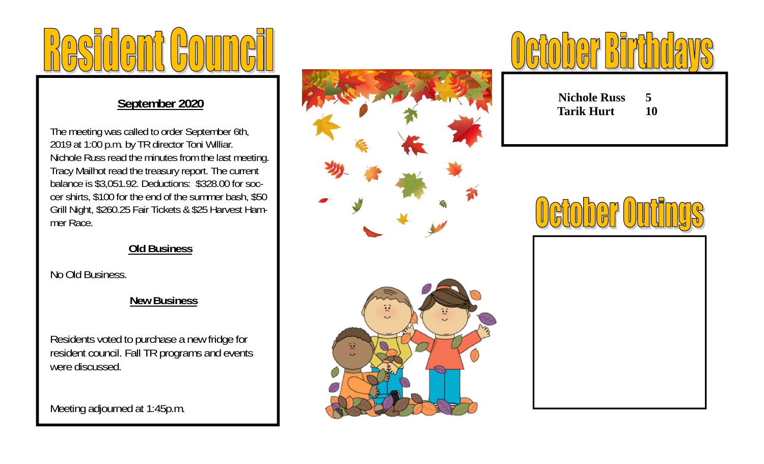# Resident Council

## September 2020

The meeting was called to order September 6th, 2019 at 1:00 p.m. by TR director Toni Williar. Nichole Russ read the minutes from the last meeting. Tracy Mailhot read the treasury report. The current balance is $3,051.92. Deductions: $328.00 for soccer shirts, $100 for the end of the summer bash, $50 Grill Night, $260.25 Fair Tickets & $25 Harvest Hammer Race.

### Old Business

No Old Business.

### New Business

Residents voted to purchase a new fridge for resident council. Fall TR programs and events were discussed.

Meeting adjourned at 1:45p.m.

# October Birthdays

| | |
|---|---|
| **Nichole Russ** | **5** |
| **Tarik Hurt** | **10** |

# October Outings